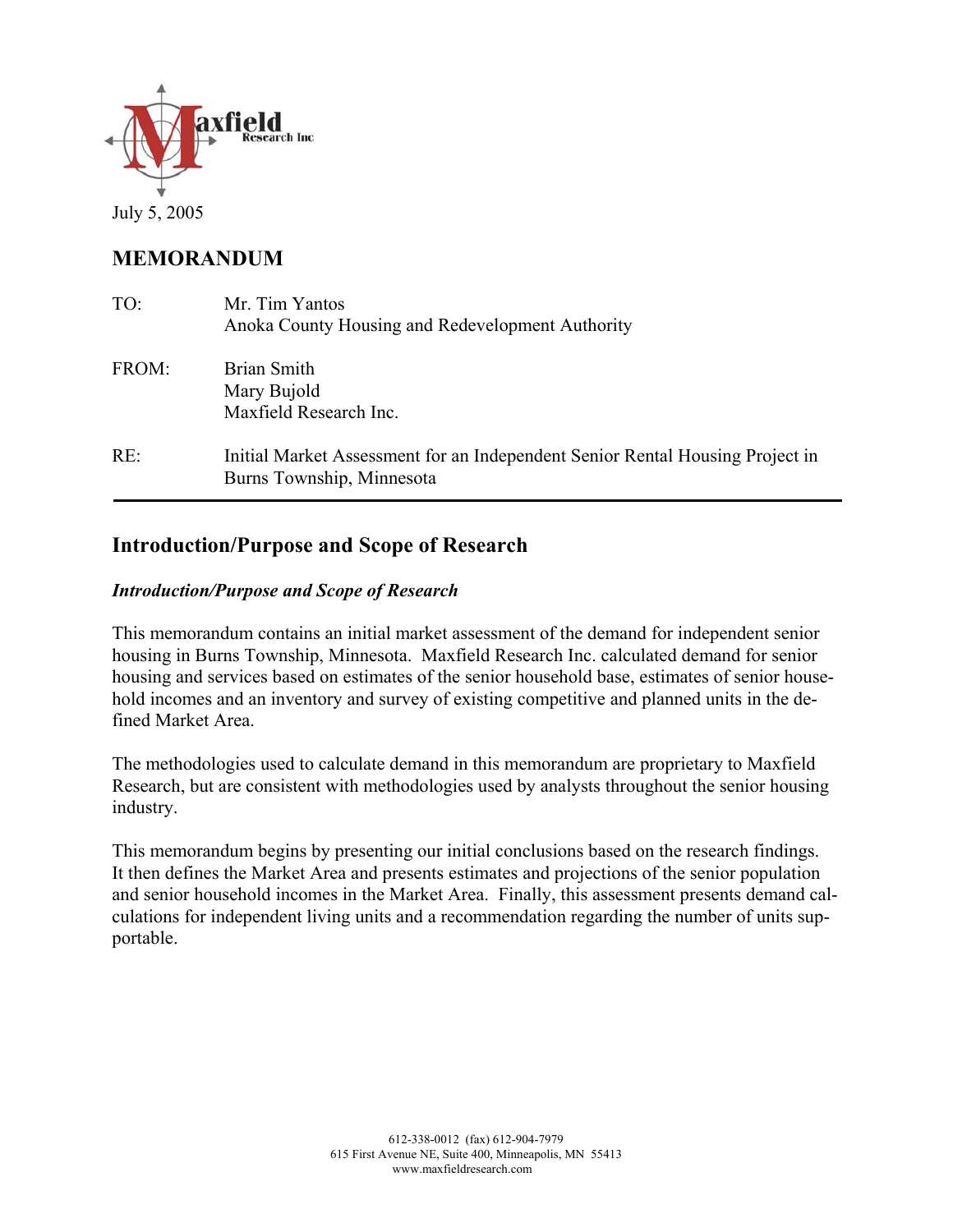July 5, 2005

# MEMORANDUM

TO: Mr. Tim Yantos
Anoka County Housing and Redevelopment Authority

FROM: Brian Smith
Mary Bujold
Maxfield Research Inc.

RE: Initial Market Assessment for an Independent Senior Rental Housing Project in Burns Township, Minnesota

---

## Introduction/Purpose and Scope of Research

### *Introduction/Purpose and Scope of Research*

This memorandum contains an initial market assessment of the demand for independent senior housing in Burns Township, Minnesota. Maxfield Research Inc. calculated demand for senior housing and services based on estimates of the senior household base, estimates of senior household incomes and an inventory and survey of existing competitive and planned units in the defined Market Area.

The methodologies used to calculate demand in this memorandum are proprietary to Maxfield Research, but are consistent with methodologies used by analysts throughout the senior housing industry.

This memorandum begins by presenting our initial conclusions based on the research findings. It then defines the Market Area and presents estimates and projections of the senior population and senior household incomes in the Market Area. Finally, this assessment presents demand calculations for independent living units and a recommendation regarding the number of units supportable.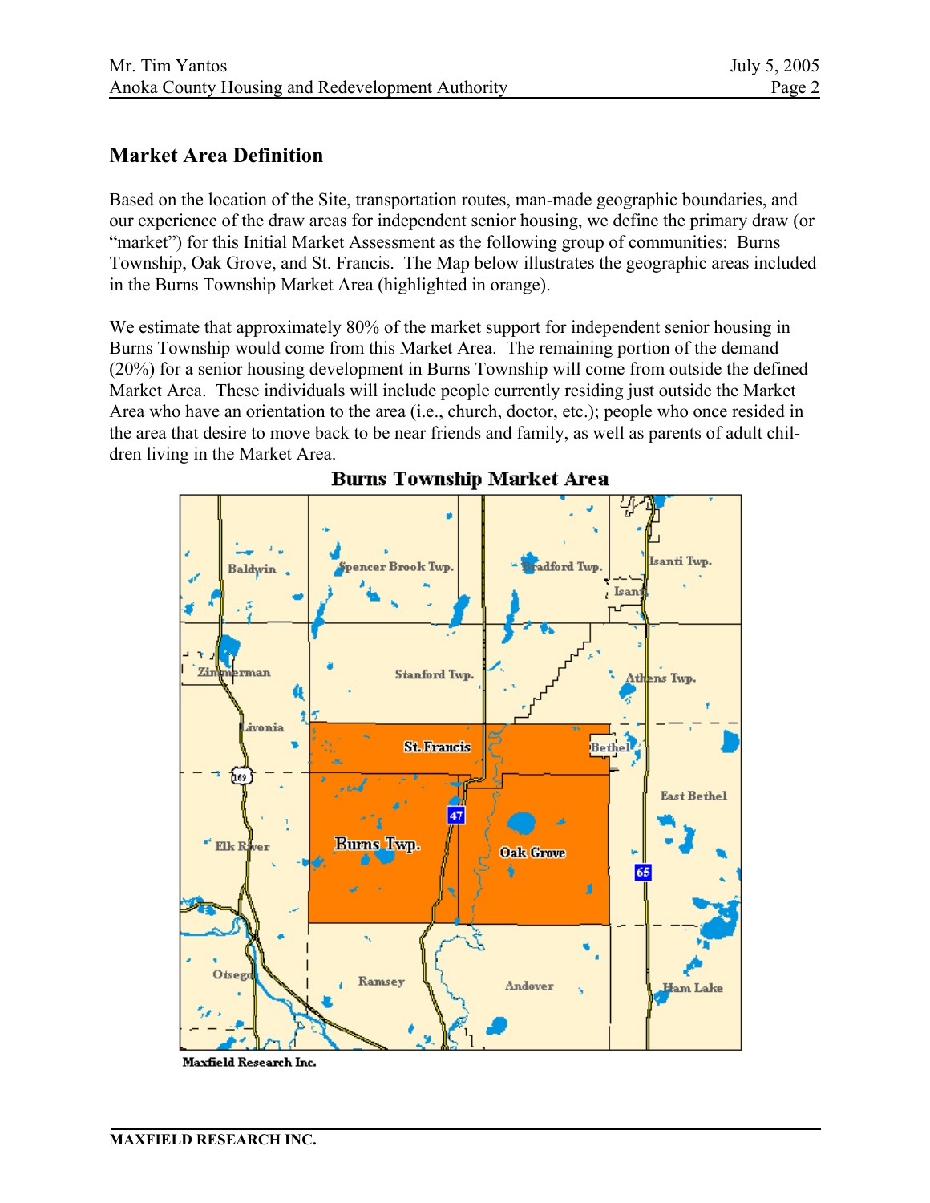## Market Area Definition

Based on the location of the Site, transportation routes, man-made geographic boundaries, and our experience of the draw areas for independent senior housing, we define the primary draw (or "market") for this Initial Market Assessment as the following group of communities: Burns Township, Oak Grove, and St. Francis. The Map below illustrates the geographic areas included in the Burns Township Market Area (highlighted in orange).

We estimate that approximately 80% of the market support for independent senior housing in Burns Township would come from this Market Area. The remaining portion of the demand (20%) for a senior housing development in Burns Township will come from outside the defined Market Area. These individuals will include people currently residing just outside the Market Area who have an orientation to the area (i.e., church, doctor, etc.); people who once resided in the area that desire to move back to be near friends and family, as well as parents of adult children living in the Market Area.

**Burns Township Market Area**

Maxfield Research Inc.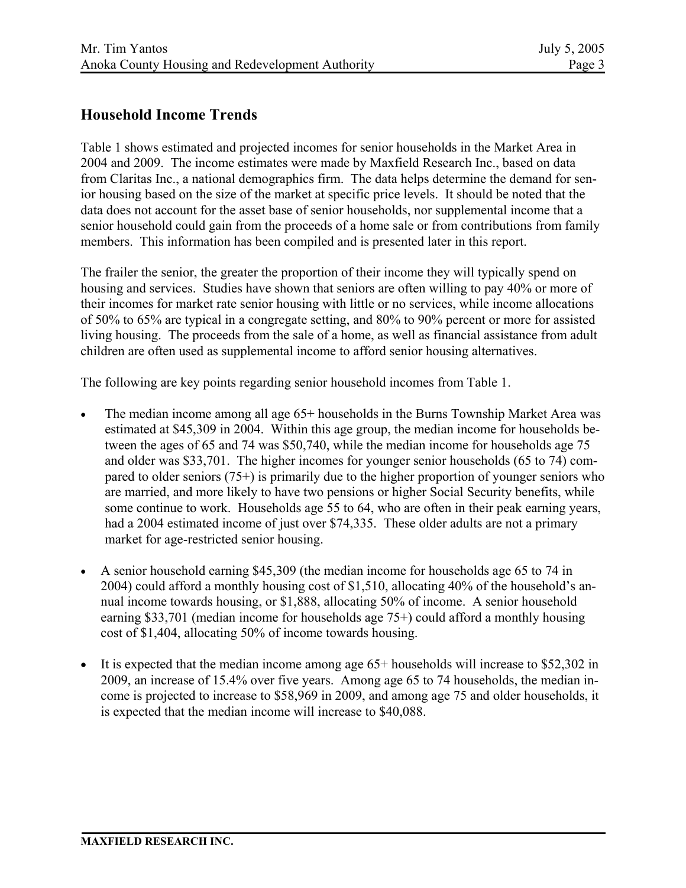## Household Income Trends

Table 1 shows estimated and projected incomes for senior households in the Market Area in 2004 and 2009. The income estimates were made by Maxfield Research Inc., based on data from Claritas Inc., a national demographics firm. The data helps determine the demand for senior housing based on the size of the market at specific price levels. It should be noted that the data does not account for the asset base of senior households, nor supplemental income that a senior household could gain from the proceeds of a home sale or from contributions from family members. This information has been compiled and is presented later in this report.

The frailer the senior, the greater the proportion of their income they will typically spend on housing and services. Studies have shown that seniors are often willing to pay 40% or more of their incomes for market rate senior housing with little or no services, while income allocations of 50% to 65% are typical in a congregate setting, and 80% to 90% percent or more for assisted living housing. The proceeds from the sale of a home, as well as financial assistance from adult children are often used as supplemental income to afford senior housing alternatives.

The following are key points regarding senior household incomes from Table 1.

- The median income among all age 65+ households in the Burns Township Market Area was estimated at $45,309 in 2004. Within this age group, the median income for households between the ages of 65 and 74 was $50,740, while the median income for households age 75 and older was $33,701. The higher incomes for younger senior households (65 to 74) compared to older seniors (75+) is primarily due to the higher proportion of younger seniors who are married, and more likely to have two pensions or higher Social Security benefits, while some continue to work. Households age 55 to 64, who are often in their peak earning years, had a 2004 estimated income of just over $74,335. These older adults are not a primary market for age-restricted senior housing.

- A senior household earning $45,309 (the median income for households age 65 to 74 in 2004) could afford a monthly housing cost of $1,510, allocating 40% of the household's annual income towards housing, or $1,888, allocating 50% of income. A senior household earning $33,701 (median income for households age 75+) could afford a monthly housing cost of $1,404, allocating 50% of income towards housing.

- It is expected that the median income among age 65+ households will increase to $52,302 in 2009, an increase of 15.4% over five years. Among age 65 to 74 households, the median income is projected to increase to $58,969 in 2009, and among age 75 and older households, it is expected that the median income will increase to $40,088.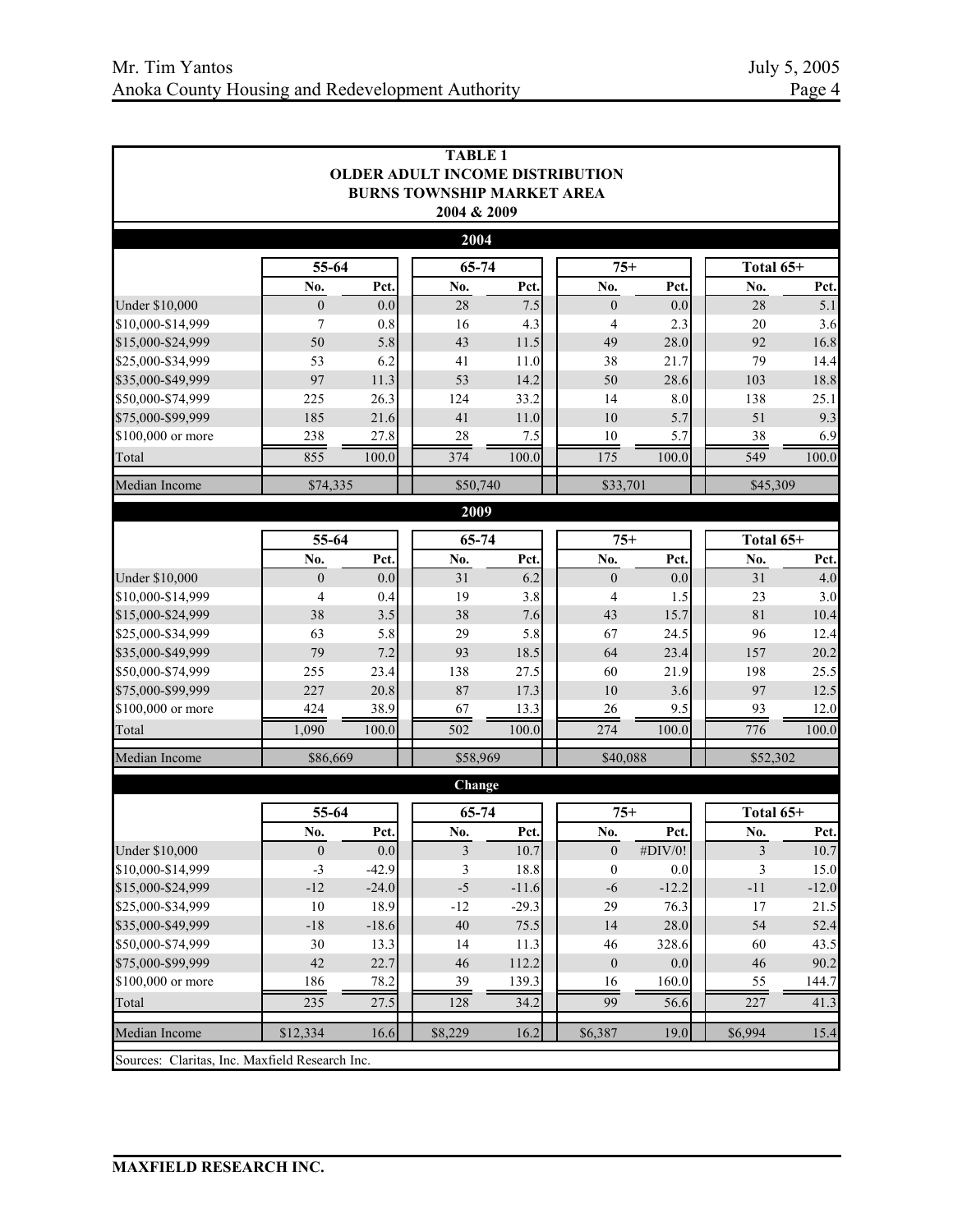**TABLE 1**
**OLDER ADULT INCOME DISTRIBUTION**
**BURNS TOWNSHIP MARKET AREA**
**2004 & 2009**

**2004**

| | 55-64 | | 65-74 | | 75+ | | Total 65+ | |
|---|---|---|---|---|---|---|---|---|
| | No. | Pct. | No. | Pct. | No. | Pct. | No. | Pct. |
| Under $10,000 | 0 | 0.0 | 28 | 7.5 | 0 | 0.0 | 28 | 5.1 |
| $10,000-$14,999 | 7 | 0.8 | 16 | 4.3 | 4 | 2.3 | 20 | 3.6 |
| $15,000-$24,999 | 50 | 5.8 | 43 | 11.5 | 49 | 28.0 | 92 | 16.8 |
| $25,000-$34,999 | 53 | 6.2 | 41 | 11.0 | 38 | 21.7 | 79 | 14.4 |
| $35,000-$49,999 | 97 | 11.3 | 53 | 14.2 | 50 | 28.6 | 103 | 18.8 |
| $50,000-$74,999 | 225 | 26.3 | 124 | 33.2 | 14 | 8.0 | 138 | 25.1 |
| $75,000-$99,999 | 185 | 21.6 | 41 | 11.0 | 10 | 5.7 | 51 | 9.3 |
| $100,000 or more | 238 | 27.8 | 28 | 7.5 | 10 | 5.7 | 38 | 6.9 |
| Total | 855 | 100.0 | 374 | 100.0 | 175 | 100.0 | 549 | 100.0 |
| Median Income | $74,335 | | $50,740 | | $33,701 | | $45,309 | |

**2009**

| | 55-64 | | 65-74 | | 75+ | | Total 65+ | |
|---|---|---|---|---|---|---|---|---|
| | No. | Pct. | No. | Pct. | No. | Pct. | No. | Pct. |
| Under $10,000 | 0 | 0.0 | 31 | 6.2 | 0 | 0.0 | 31 | 4.0 |
| $10,000-$14,999 | 4 | 0.4 | 19 | 3.8 | 4 | 1.5 | 23 | 3.0 |
| $15,000-$24,999 | 38 | 3.5 | 38 | 7.6 | 43 | 15.7 | 81 | 10.4 |
| $25,000-$34,999 | 63 | 5.8 | 29 | 5.8 | 67 | 24.5 | 96 | 12.4 |
| $35,000-$49,999 | 79 | 7.2 | 93 | 18.5 | 64 | 23.4 | 157 | 20.2 |
| $50,000-$74,999 | 255 | 23.4 | 138 | 27.5 | 60 | 21.9 | 198 | 25.5 |
| $75,000-$99,999 | 227 | 20.8 | 87 | 17.3 | 10 | 3.6 | 97 | 12.5 |
| $100,000 or more | 424 | 38.9 | 67 | 13.3 | 26 | 9.5 | 93 | 12.0 |
| Total | 1,090 | 100.0 | 502 | 100.0 | 274 | 100.0 | 776 | 100.0 |
| Median Income | $86,669 | | $58,969 | | $40,088 | | $52,302 | |

**Change**

| | 55-64 | | 65-74 | | 75+ | | Total 65+ | |
|---|---|---|---|---|---|---|---|---|
| | No. | Pct. | No. | Pct. | No. | Pct. | No. | Pct. |
| Under $10,000 | 0 | 0.0 | 3 | 10.7 | 0 | #DIV/0! | 3 | 10.7 |
| $10,000-$14,999 | -3 | -42.9 | 3 | 18.8 | 0 | 0.0 | 3 | 15.0 |
| $15,000-$24,999 | -12 | -24.0 | -5 | -11.6 | -6 | -12.2 | -11 | -12.0 |
| $25,000-$34,999 | 10 | 18.9 | -12 | -29.3 | 29 | 76.3 | 17 | 21.5 |
| $35,000-$49,999 | -18 | -18.6 | 40 | 75.5 | 14 | 28.0 | 54 | 52.4 |
| $50,000-$74,999 | 30 | 13.3 | 14 | 11.3 | 46 | 328.6 | 60 | 43.5 |
| $75,000-$99,999 | 42 | 22.7 | 46 | 112.2 | 0 | 0.0 | 46 | 90.2 |
| $100,000 or more | 186 | 78.2 | 39 | 139.3 | 16 | 160.0 | 55 | 144.7 |
| Total | 235 | 27.5 | 128 | 34.2 | 99 | 56.6 | 227 | 41.3 |
| Median Income | $12,334 | 16.6 | $8,229 | 16.2 | $6,387 | 19.0 | $6,994 | 15.4 |

Sources: Claritas, Inc. Maxfield Research Inc.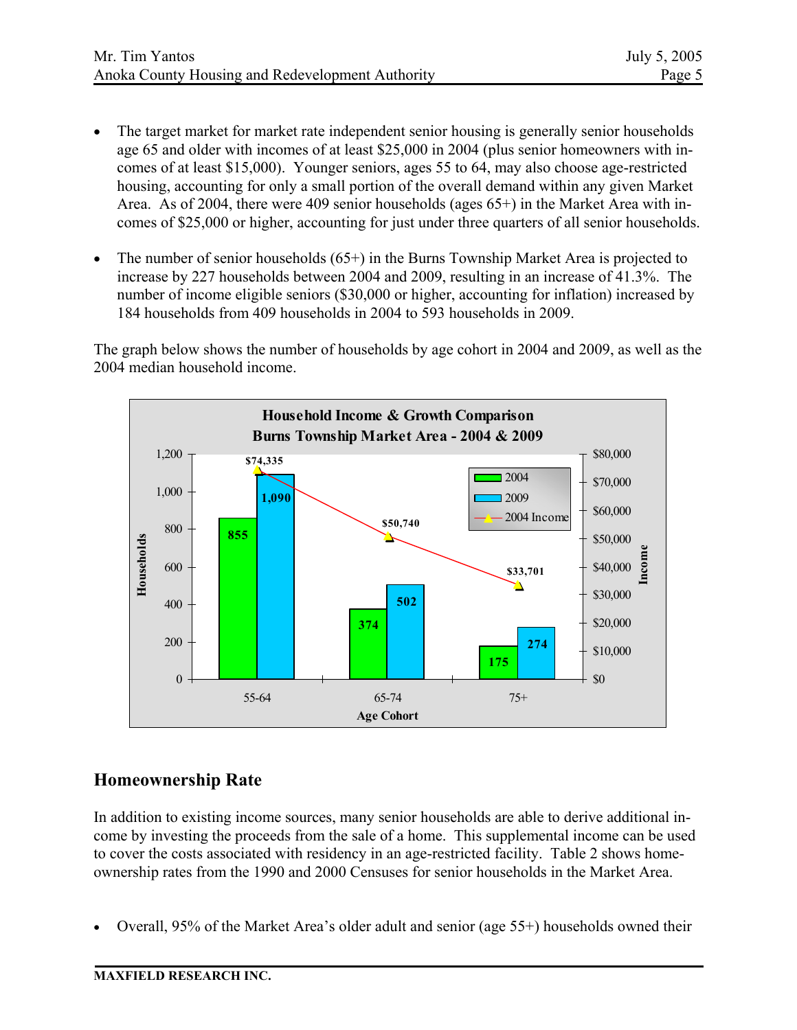- The target market for market rate independent senior housing is generally senior households age 65 and older with incomes of at least $25,000 in 2004 (plus senior homeowners with incomes of at least $15,000). Younger seniors, ages 55 to 64, may also choose age-restricted housing, accounting for only a small portion of the overall demand within any given Market Area. As of 2004, there were 409 senior households (ages 65+) in the Market Area with incomes of $25,000 or higher, accounting for just under three quarters of all senior households.

- The number of senior households (65+) in the Burns Township Market Area is projected to increase by 227 households between 2004 and 2009, resulting in an increase of 41.3%. The number of income eligible seniors ($30,000 or higher, accounting for inflation) increased by 184 households from 409 households in 2004 to 593 households in 2009.

The graph below shows the number of households by age cohort in 2004 and 2009, as well as the 2004 median household income.

**Household Income & Growth Comparison**
**Burns Township Market Area - 2004 & 2009**

| Age Cohort | 2004 Households | 2009 Households | 2004 Income |
|---|---|---|---|
| 55-64 | 855 | 1,090 | $74,335 |
| 65-74 | 374 | 502 | $50,740 |
| 75+ | 175 | 274 | $33,701 |

## Homeownership Rate

In addition to existing income sources, many senior households are able to derive additional income by investing the proceeds from the sale of a home. This supplemental income can be used to cover the costs associated with residency in an age-restricted facility. Table 2 shows homeownership rates from the 1990 and 2000 Censuses for senior households in the Market Area.

- Overall, 95% of the Market Area's older adult and senior (age 55+) households owned their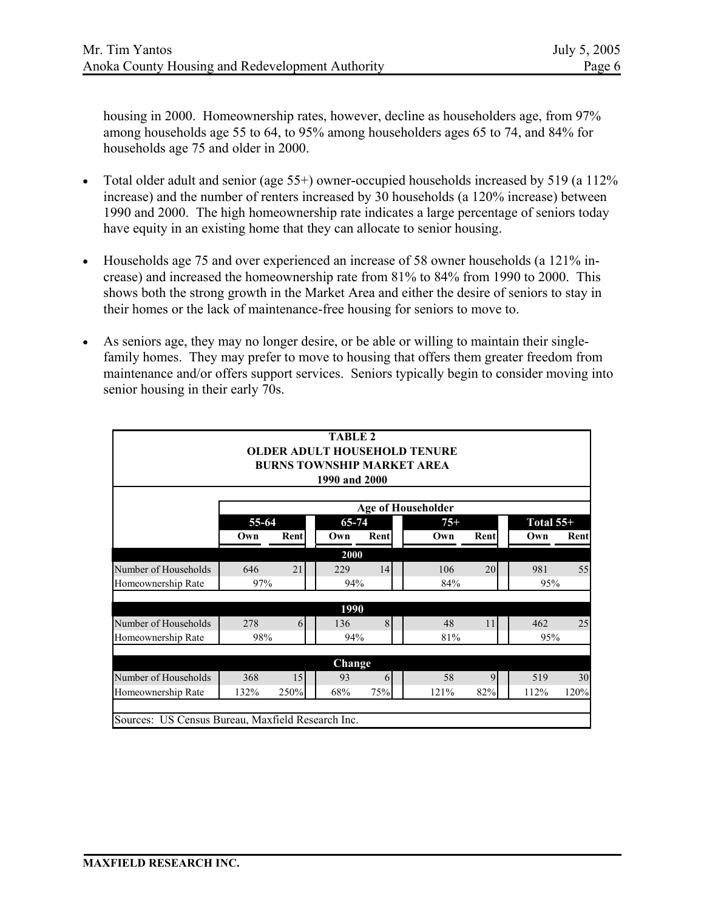housing in 2000. Homeownership rates, however, decline as householders age, from 97% among households age 55 to 64, to 95% among householders ages 65 to 74, and 84% for households age 75 and older in 2000.

- Total older adult and senior (age 55+) owner-occupied households increased by 519 (a 112% increase) and the number of renters increased by 30 households (a 120% increase) between 1990 and 2000. The high homeownership rate indicates a large percentage of seniors today have equity in an existing home that they can allocate to senior housing.

- Households age 75 and over experienced an increase of 58 owner households (a 121% increase) and increased the homeownership rate from 81% to 84% from 1990 to 2000. This shows both the strong growth in the Market Area and either the desire of seniors to stay in their homes or the lack of maintenance-free housing for seniors to move to.

- As seniors age, they may no longer desire, or be able or willing to maintain their single-family homes. They may prefer to move to housing that offers them greater freedom from maintenance and/or offers support services. Seniors typically begin to consider moving into senior housing in their early 70s.

**TABLE 2**
**OLDER ADULT HOUSEHOLD TENURE**
**BURNS TOWNSHIP MARKET AREA**
**1990 and 2000**

| | Age of Householder | | | | | | | |
|---|---|---|---|---|---|---|---|---|
| | 55-64 | | 65-74 | | 75+ | | Total 55+ | |
| | Own | Rent | Own | Rent | Own | Rent | Own | Rent |
| **2000** | | | | | | | | |
| Number of Households | 646 | 21 | 229 | 14 | 106 | 20 | 981 | 55 |
| Homeownership Rate | 97% | | 94% | | 84% | | 95% | |
| **1990** | | | | | | | | |
| Number of Households | 278 | 6 | 136 | 8 | 48 | 11 | 462 | 25 |
| Homeownership Rate | 98% | | 94% | | 81% | | 95% | |
| **Change** | | | | | | | | |
| Number of Households | 368 | 15 | 93 | 6 | 58 | 9 | 519 | 30 |
| Homeownership Rate | 132% | 250% | 68% | 75% | 121% | 82% | 112% | 120% |

Sources: US Census Bureau, Maxfield Research Inc.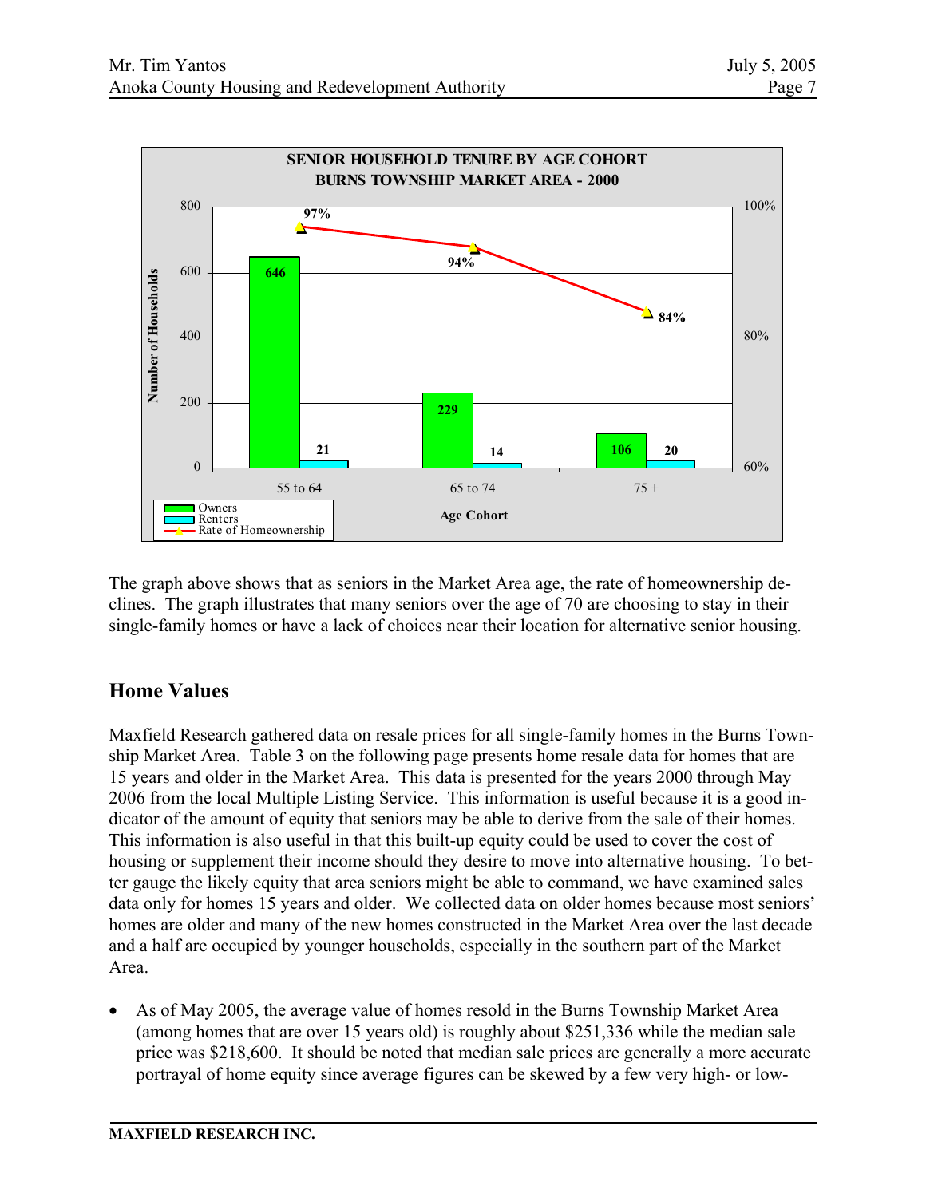**SENIOR HOUSEHOLD TENURE BY AGE COHORT**
**BURNS TOWNSHIP MARKET AREA - 2000**

| Age Cohort | Owners | Renters | Rate of Homeownership |
|---|---|---|---|
| 55 to 64 | 646 | 21 | 97% |
| 65 to 74 | 229 | 14 | 94% |
| 75 + | 106 | 20 | 84% |

The graph above shows that as seniors in the Market Area age, the rate of homeownership declines. The graph illustrates that many seniors over the age of 70 are choosing to stay in their single-family homes or have a lack of choices near their location for alternative senior housing.

## Home Values

Maxfield Research gathered data on resale prices for all single-family homes in the Burns Township Market Area. Table 3 on the following page presents home resale data for homes that are 15 years and older in the Market Area. This data is presented for the years 2000 through May 2006 from the local Multiple Listing Service. This information is useful because it is a good indicator of the amount of equity that seniors may be able to derive from the sale of their homes. This information is also useful in that this built-up equity could be used to cover the cost of housing or supplement their income should they desire to move into alternative housing. To better gauge the likely equity that area seniors might be able to command, we have examined sales data only for homes 15 years and older. We collected data on older homes because most seniors' homes are older and many of the new homes constructed in the Market Area over the last decade and a half are occupied by younger households, especially in the southern part of the Market Area.

- As of May 2005, the average value of homes resold in the Burns Township Market Area (among homes that are over 15 years old) is roughly about $251,336 while the median sale price was $218,600. It should be noted that median sale prices are generally a more accurate portrayal of home equity since average figures can be skewed by a few very high- or low-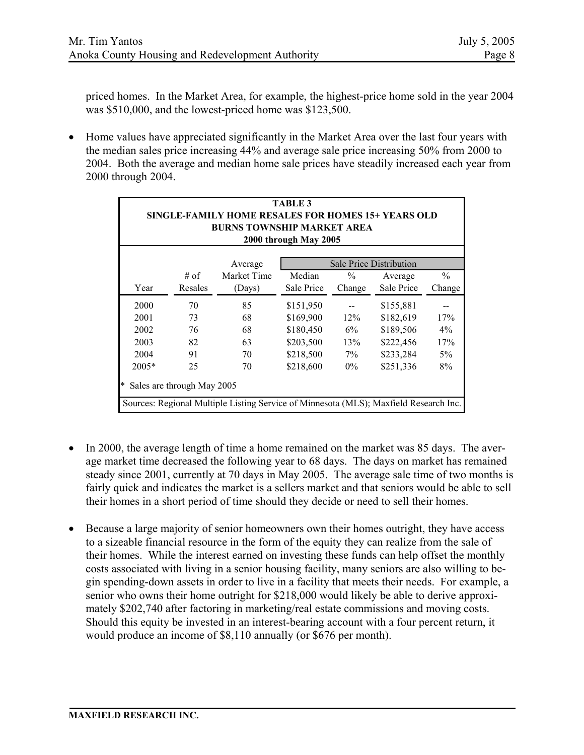priced homes. In the Market Area, for example, the highest-price home sold in the year 2004 was $510,000, and the lowest-priced home was $123,500.

- Home values have appreciated significantly in the Market Area over the last four years with the median sales price increasing 44% and average sale price increasing 50% from 2000 to 2004. Both the average and median home sale prices have steadily increased each year from 2000 through 2004.

**TABLE 3**
**SINGLE-FAMILY HOME RESALES FOR HOMES 15+ YEARS OLD**
**BURNS TOWNSHIP MARKET AREA**
**2000 through May 2005**

| | | | Sale Price Distribution | | | |
|---|---|---|---|---|---|---|
| Year | # of Resales | Average Market Time (Days) | Median Sale Price | % Change | Average Sale Price | % Change |
| 2000 | 70 | 85 | $151,950 | -- | $155,881 | -- |
| 2001 | 73 | 68 | $169,900 | 12% | $182,619 | 17% |
| 2002 | 76 | 68 | $180,450 | 6% | $189,506 | 4% |
| 2003 | 82 | 63 | $203,500 | 13% | $222,456 | 17% |
| 2004 | 91 | 70 | $218,500 | 7% | $233,284 | 5% |
| 2005* | 25 | 70 | $218,600 | 0% | $251,336 | 8% |

\* Sales are through May 2005

Sources: Regional Multiple Listing Service of Minnesota (MLS); Maxfield Research Inc.

- In 2000, the average length of time a home remained on the market was 85 days. The average market time decreased the following year to 68 days. The days on market has remained steady since 2001, currently at 70 days in May 2005. The average sale time of two months is fairly quick and indicates the market is a sellers market and that seniors would be able to sell their homes in a short period of time should they decide or need to sell their homes.

- Because a large majority of senior homeowners own their homes outright, they have access to a sizeable financial resource in the form of the equity they can realize from the sale of their homes. While the interest earned on investing these funds can help offset the monthly costs associated with living in a senior housing facility, many seniors are also willing to begin spending-down assets in order to live in a facility that meets their needs. For example, a senior who owns their home outright for $218,000 would likely be able to derive approximately $202,740 after factoring in marketing/real estate commissions and moving costs. Should this equity be invested in an interest-bearing account with a four percent return, it would produce an income of $8,110 annually (or $676 per month).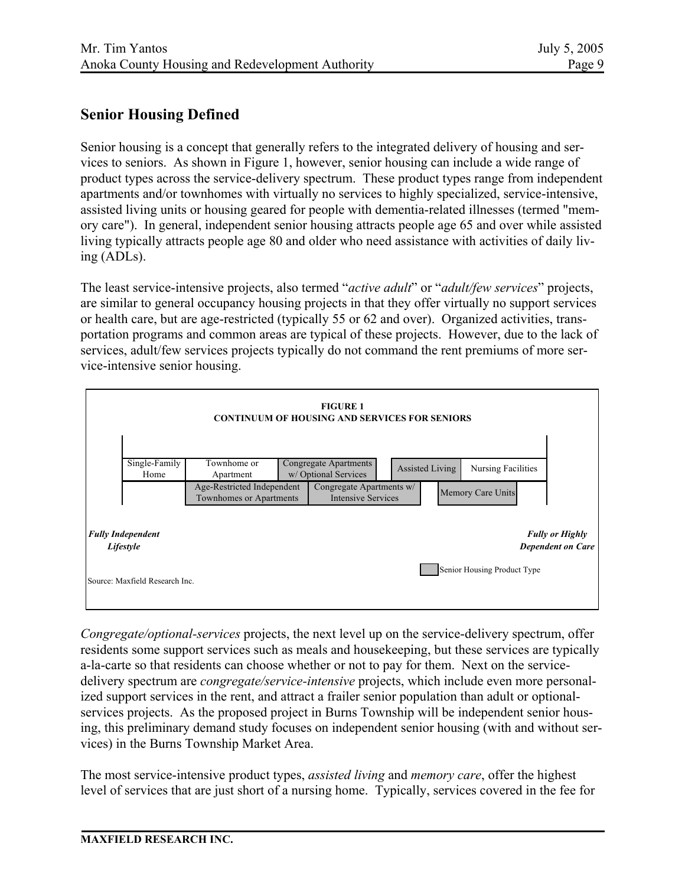## Senior Housing Defined

Senior housing is a concept that generally refers to the integrated delivery of housing and services to seniors. As shown in Figure 1, however, senior housing can include a wide range of product types across the service-delivery spectrum. These product types range from independent apartments and/or townhomes with virtually no services to highly specialized, service-intensive, assisted living units or housing geared for people with dementia-related illnesses (termed "memory care"). In general, independent senior housing attracts people age 65 and over while assisted living typically attracts people age 80 and older who need assistance with activities of daily living (ADLs).

The least service-intensive projects, also termed "*active adult*" or "*adult/few services*" projects, are similar to general occupancy housing projects in that they offer virtually no support services or health care, but are age-restricted (typically 55 or 62 and over). Organized activities, transportation programs and common areas are typical of these projects. However, due to the lack of services, adult/few services projects typically do not command the rent premiums of more service-intensive senior housing.

**FIGURE 1**
**CONTINUUM OF HOUSING AND SERVICES FOR SENIORS**

| Single-Family Home | Townhome or Apartment | Congregate Apartments w/ Optional Services | Assisted Living | Nursing Facilities |
|---|---|---|---|---|
| | Age-Restricted Independent Townhomes or Apartments | Congregate Apartments w/ Intensive Services | Memory Care Units | |

***Fully Independent Lifestyle*** → ***Fully or Highly Dependent on Care***

(Shaded) Senior Housing Product Type

Source: Maxfield Research Inc.

*Congregate/optional-services* projects, the next level up on the service-delivery spectrum, offer residents some support services such as meals and housekeeping, but these services are typically a-la-carte so that residents can choose whether or not to pay for them. Next on the service-delivery spectrum are *congregate/service-intensive* projects, which include even more personalized support services in the rent, and attract a frailer senior population than adult or optional-services projects. As the proposed project in Burns Township will be independent senior housing, this preliminary demand study focuses on independent senior housing (with and without services) in the Burns Township Market Area.

The most service-intensive product types, *assisted living* and *memory care*, offer the highest level of services that are just short of a nursing home. Typically, services covered in the fee for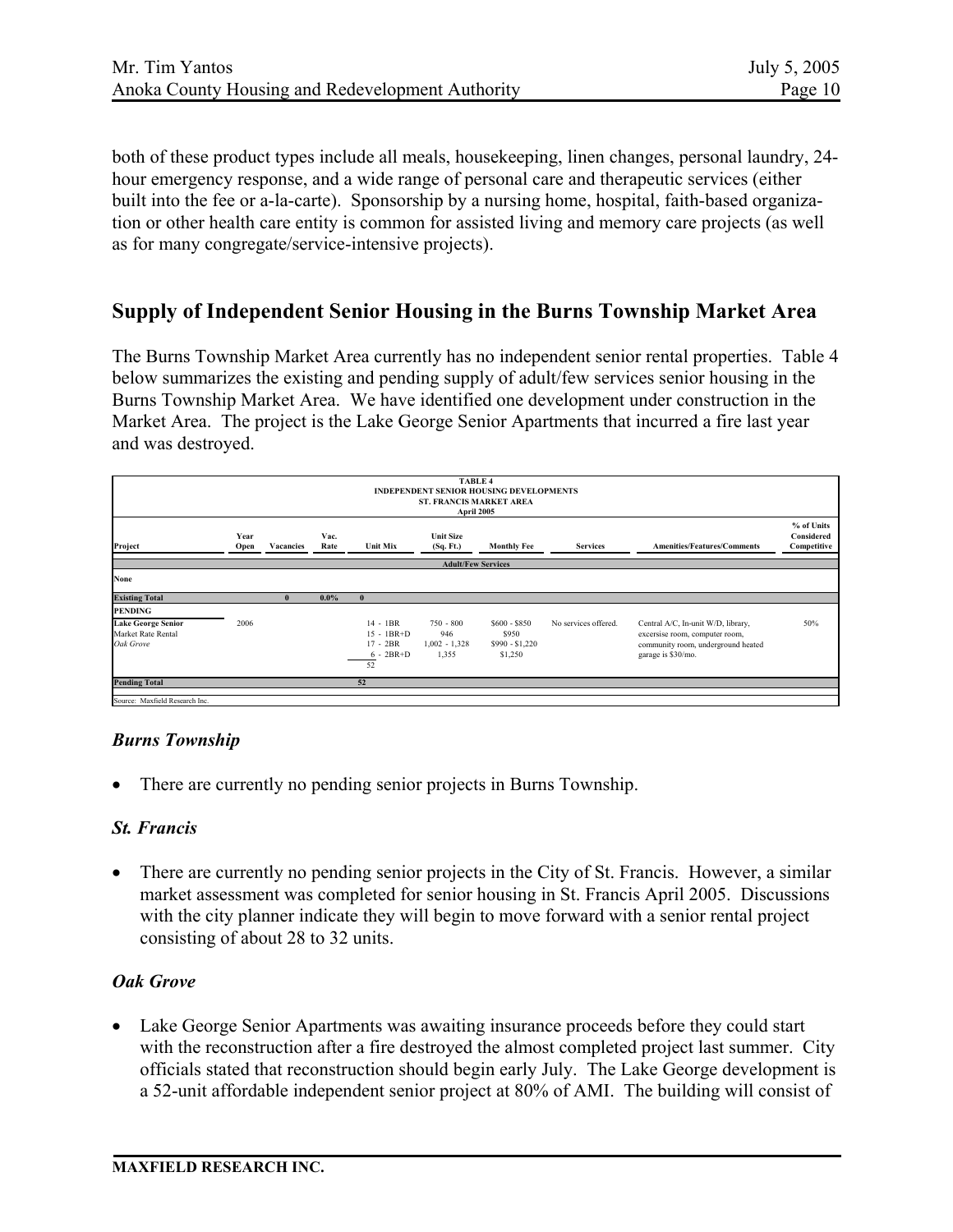both of these product types include all meals, housekeeping, linen changes, personal laundry, 24-hour emergency response, and a wide range of personal care and therapeutic services (either built into the fee or a-la-carte). Sponsorship by a nursing home, hospital, faith-based organization or other health care entity is common for assisted living and memory care projects (as well as for many congregate/service-intensive projects).

## Supply of Independent Senior Housing in the Burns Township Market Area

The Burns Township Market Area currently has no independent senior rental properties. Table 4 below summarizes the existing and pending supply of adult/few services senior housing in the Burns Township Market Area. We have identified one development under construction in the Market Area. The project is the Lake George Senior Apartments that incurred a fire last year and was destroyed.

**TABLE 4**
**INDEPENDENT SENIOR HOUSING DEVELOPMENTS**
**ST. FRANCIS MARKET AREA**
**April 2005**

| Project | Year Open | Vacancies | Vac. Rate | Unit Mix | Unit Size (Sq. Ft.) | Monthly Fee | Services | Amenities/Features/Comments | % of Units Considered Competitive |
|---|---|---|---|---|---|---|---|---|---|
| **Adult/Few Services** | | | | | | | | | |
| **None** | | | | | | | | | |
| **Existing Total** | | **0** | **0.0%** | **0** | | | | | |
| **PENDING** | | | | | | | | | |
| **Lake George Senior**<br>Market Rate Rental<br>*Oak Grove* | 2006 | | | 14 - 1BR<br>15 - 1BR+D<br>17 - 2BR<br>6 - 2BR+D<br>52 | 750 - 800<br>946<br>1,002 - 1,328<br>1,355 | $600 - $850<br>$950<br>$990 - $1,220<br>$1,250 | No services offered. | Central A/C, In-unit W/D, library, excersise room, computer room, community room, underground heated garage is $30/mo. | 50% |
| **Pending Total** | | | | **52** | | | | | |

Source: Maxfield Research Inc.

### *Burns Township*

- There are currently no pending senior projects in Burns Township.

### *St. Francis*

- There are currently no pending senior projects in the City of St. Francis. However, a similar market assessment was completed for senior housing in St. Francis April 2005. Discussions with the city planner indicate they will begin to move forward with a senior rental project consisting of about 28 to 32 units.

### *Oak Grove*

- Lake George Senior Apartments was awaiting insurance proceeds before they could start with the reconstruction after a fire destroyed the almost completed project last summer. City officials stated that reconstruction should begin early July. The Lake George development is a 52-unit affordable independent senior project at 80% of AMI. The building will consist of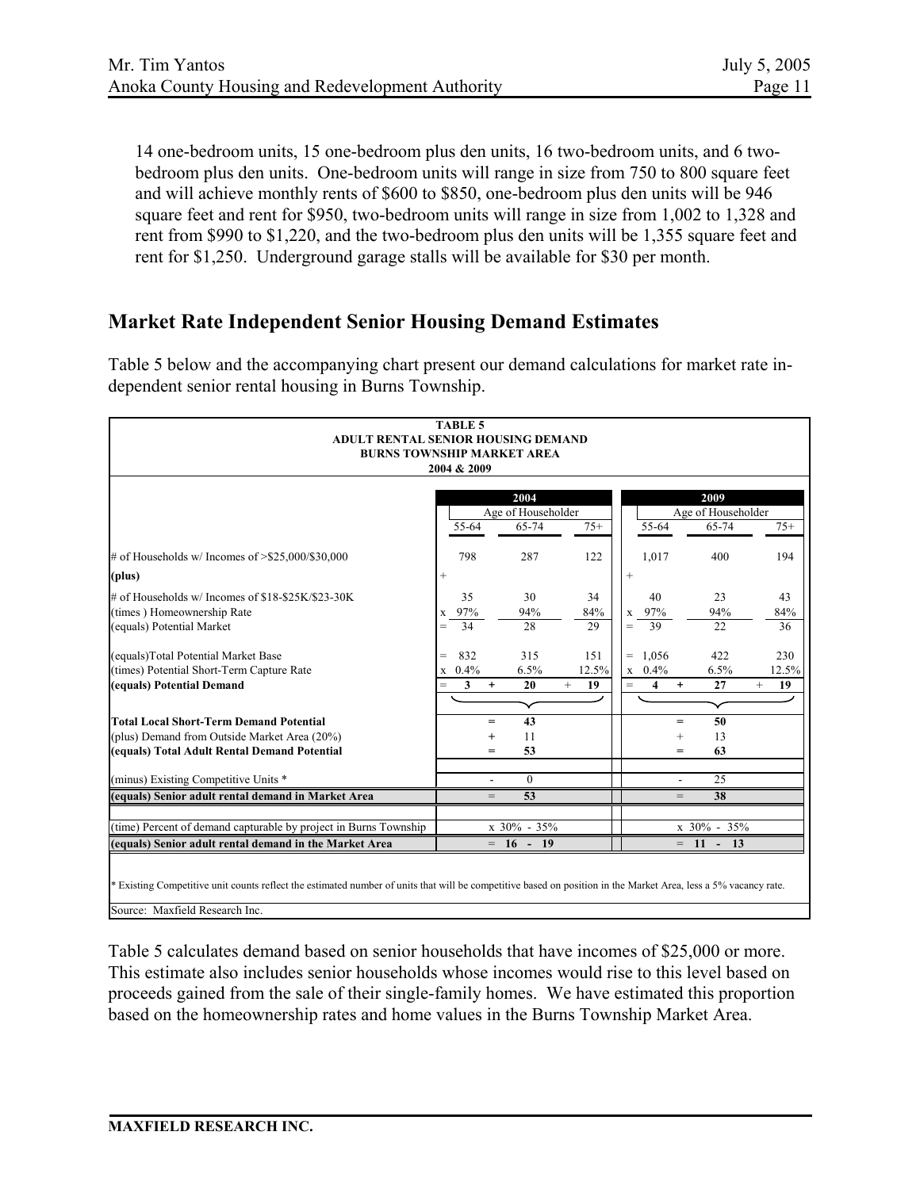14 one-bedroom units, 15 one-bedroom plus den units, 16 two-bedroom units, and 6 two-bedroom plus den units. One-bedroom units will range in size from 750 to 800 square feet and will achieve monthly rents of $600 to $850, one-bedroom plus den units will be 946 square feet and rent for $950, two-bedroom units will range in size from 1,002 to 1,328 and rent from $990 to $1,220, and the two-bedroom plus den units will be 1,355 square feet and rent for $1,250. Underground garage stalls will be available for $30 per month.

## Market Rate Independent Senior Housing Demand Estimates

Table 5 below and the accompanying chart present our demand calculations for market rate independent senior rental housing in Burns Township.

**TABLE 5**
**ADULT RENTAL SENIOR HOUSING DEMAND**
**BURNS TOWNSHIP MARKET AREA**
**2004 & 2009**

| | 2004 | | | 2009 | | |
|---|---|---|---|---|---|---|
| | Age of Householder | | | Age of Householder | | |
| | 55-64 | 65-74 | 75+ | 55-64 | 65-74 | 75+ |
| # of Households w/ Incomes of >$25,000/$30,000 | 798 | 287 | 122 | 1,017 | 400 | 194 |
| **(plus)** | + | | | + | | |
| # of Households w/ Incomes of $18-$25K/$23-30K | 35 | 30 | 34 | 40 | 23 | 43 |
| (times ) Homeownership Rate | x 97% | 94% | 84% | x 97% | 94% | 84% |
| (equals) Potential Market | = 34 | 28 | 29 | = 39 | 22 | 36 |
| (equals)Total Potential Market Base | = 832 | 315 | 151 | = 1,056 | 422 | 230 |
| (times) Potential Short-Term Capture Rate | x 0.4% | 6.5% | 12.5% | x 0.4% | 6.5% | 12.5% |
| **(equals) Potential Demand** | = **3** + | **20** + | **19** | = **4** + | **27** + | **19** |
| **Total Local Short-Term Demand Potential** | | = **43** | | | = **50** | |
| (plus) Demand from Outside Market Area (20%) | | + 11 | | | + 13 | |
| **(equals) Total Adult Rental Demand Potential** | | = **53** | | | = **63** | |
| (minus) Existing Competitive Units * | | - 0 | | | - 25 | |
| **(equals) Senior adult rental demand in Market Area** | | = **53** | | | = **38** | |
| (time) Percent of demand capturable by project in Burns Township | | x 30% - 35% | | | x 30% - 35% | |
| **(equals) Senior adult rental demand in the Market Area** | | = **16 - 19** | | | = **11 - 13** | |

\* Existing Competitive unit counts reflect the estimated number of units that will be competitive based on position in the Market Area, less a 5% vacancy rate.

Source: Maxfield Research Inc.

Table 5 calculates demand based on senior households that have incomes of $25,000 or more. This estimate also includes senior households whose incomes would rise to this level based on proceeds gained from the sale of their single-family homes. We have estimated this proportion based on the homeownership rates and home values in the Burns Township Market Area.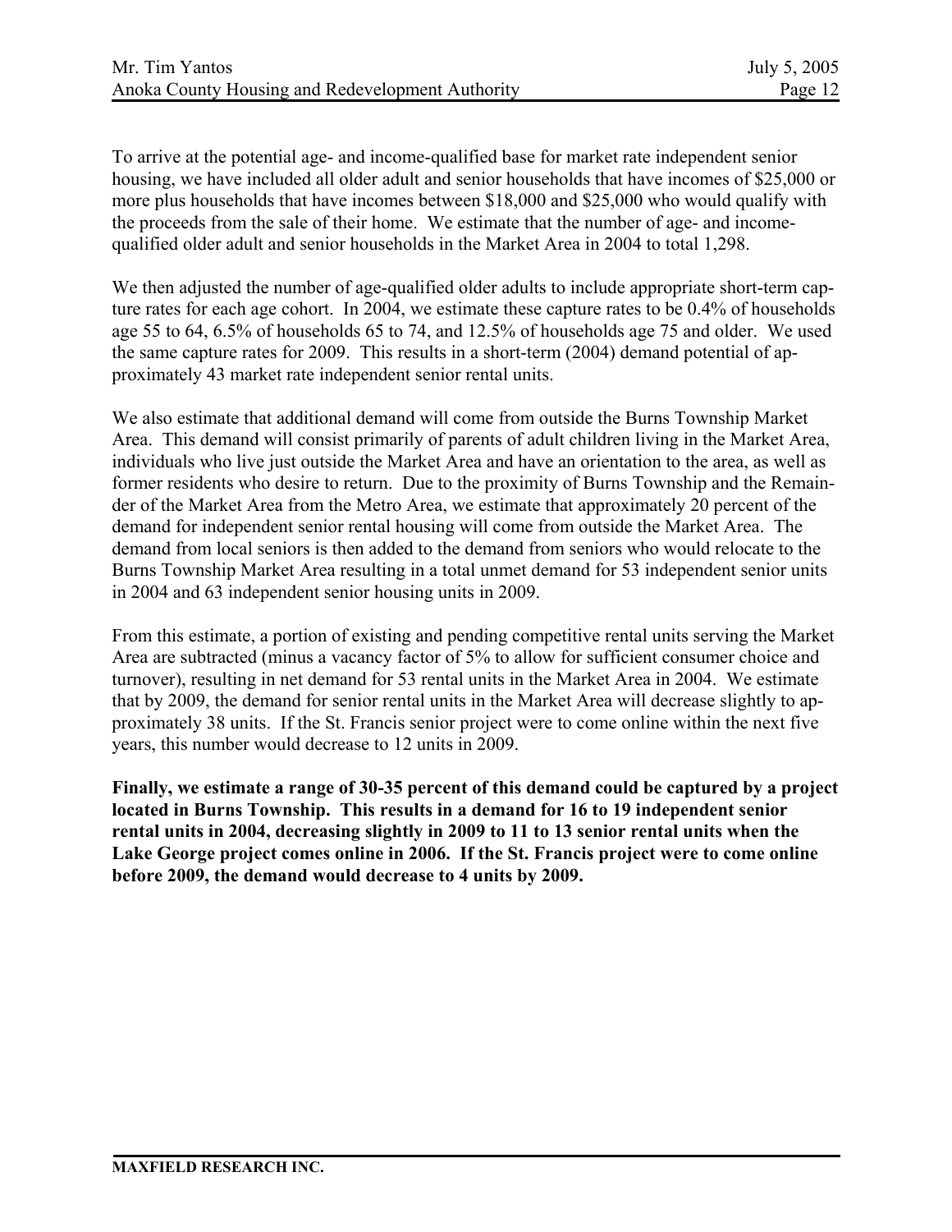To arrive at the potential age- and income-qualified base for market rate independent senior housing, we have included all older adult and senior households that have incomes of $25,000 or more plus households that have incomes between $18,000 and $25,000 who would qualify with the proceeds from the sale of their home. We estimate that the number of age- and income-qualified older adult and senior households in the Market Area in 2004 to total 1,298.

We then adjusted the number of age-qualified older adults to include appropriate short-term capture rates for each age cohort. In 2004, we estimate these capture rates to be 0.4% of households age 55 to 64, 6.5% of households 65 to 74, and 12.5% of households age 75 and older. We used the same capture rates for 2009. This results in a short-term (2004) demand potential of approximately 43 market rate independent senior rental units.

We also estimate that additional demand will come from outside the Burns Township Market Area. This demand will consist primarily of parents of adult children living in the Market Area, individuals who live just outside the Market Area and have an orientation to the area, as well as former residents who desire to return. Due to the proximity of Burns Township and the Remainder of the Market Area from the Metro Area, we estimate that approximately 20 percent of the demand for independent senior rental housing will come from outside the Market Area. The demand from local seniors is then added to the demand from seniors who would relocate to the Burns Township Market Area resulting in a total unmet demand for 53 independent senior units in 2004 and 63 independent senior housing units in 2009.

From this estimate, a portion of existing and pending competitive rental units serving the Market Area are subtracted (minus a vacancy factor of 5% to allow for sufficient consumer choice and turnover), resulting in net demand for 53 rental units in the Market Area in 2004. We estimate that by 2009, the demand for senior rental units in the Market Area will decrease slightly to approximately 38 units. If the St. Francis senior project were to come online within the next five years, this number would decrease to 12 units in 2009.

**Finally, we estimate a range of 30-35 percent of this demand could be captured by a project located in Burns Township. This results in a demand for 16 to 19 independent senior rental units in 2004, decreasing slightly in 2009 to 11 to 13 senior rental units when the Lake George project comes online in 2006. If the St. Francis project were to come online before 2009, the demand would decrease to 4 units by 2009.**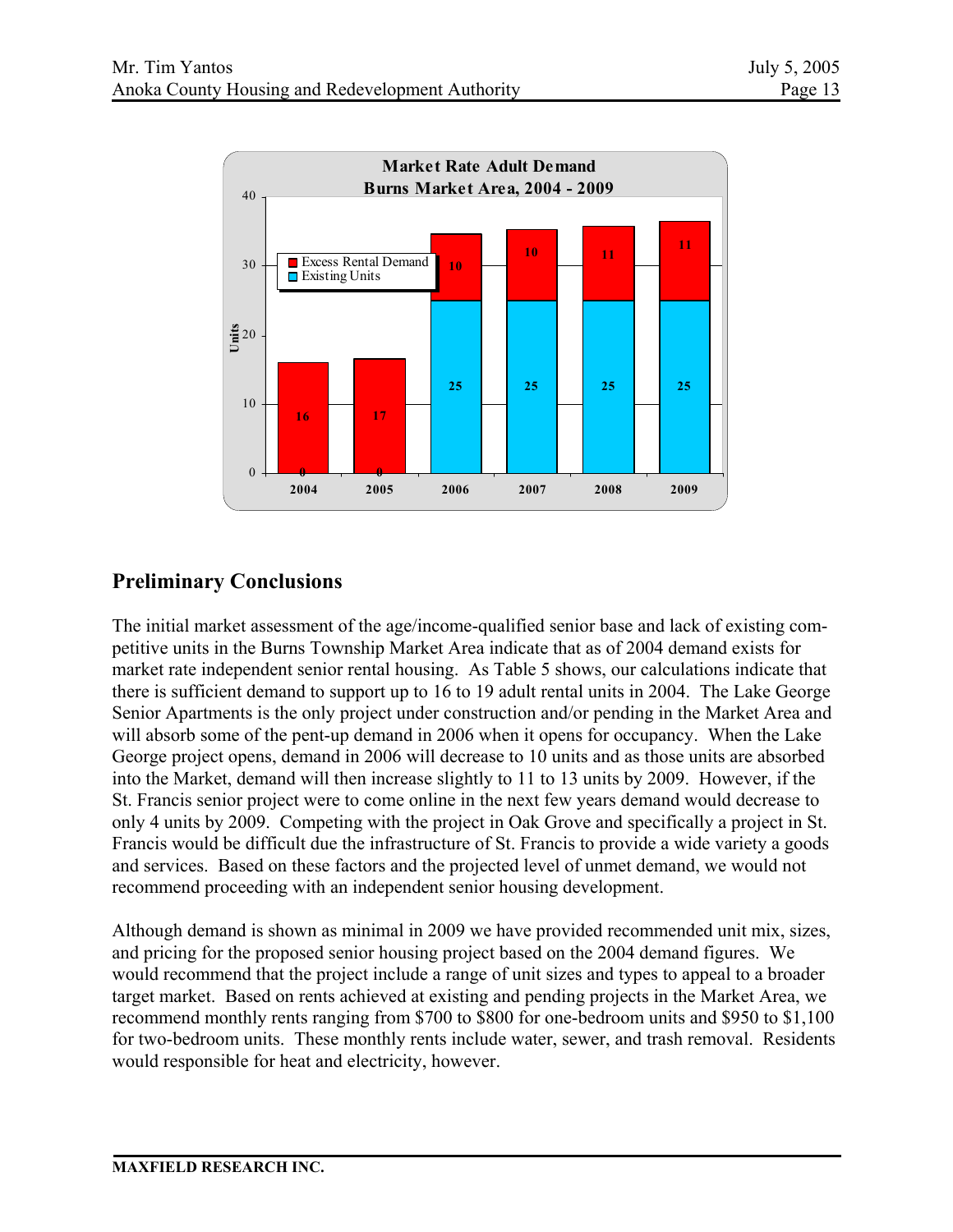**Market Rate Adult Demand**
**Burns Market Area, 2004 - 2009**

| Year | Existing Units | Excess Rental Demand |
|---|---|---|
| 2004 | 0 | 16 |
| 2005 | 0 | 17 |
| 2006 | 25 | 10 |
| 2007 | 25 | 10 |
| 2008 | 25 | 11 |
| 2009 | 25 | 11 |

## Preliminary Conclusions

The initial market assessment of the age/income-qualified senior base and lack of existing competitive units in the Burns Township Market Area indicate that as of 2004 demand exists for market rate independent senior rental housing. As Table 5 shows, our calculations indicate that there is sufficient demand to support up to 16 to 19 adult rental units in 2004. The Lake George Senior Apartments is the only project under construction and/or pending in the Market Area and will absorb some of the pent-up demand in 2006 when it opens for occupancy. When the Lake George project opens, demand in 2006 will decrease to 10 units and as those units are absorbed into the Market, demand will then increase slightly to 11 to 13 units by 2009. However, if the St. Francis senior project were to come online in the next few years demand would decrease to only 4 units by 2009. Competing with the project in Oak Grove and specifically a project in St. Francis would be difficult due the infrastructure of St. Francis to provide a wide variety a goods and services. Based on these factors and the projected level of unmet demand, we would not recommend proceeding with an independent senior housing development.

Although demand is shown as minimal in 2009 we have provided recommended unit mix, sizes, and pricing for the proposed senior housing project based on the 2004 demand figures. We would recommend that the project include a range of unit sizes and types to appeal to a broader target market. Based on rents achieved at existing and pending projects in the Market Area, we recommend monthly rents ranging from $700 to $800 for one-bedroom units and $950 to $1,100 for two-bedroom units. These monthly rents include water, sewer, and trash removal. Residents would responsible for heat and electricity, however.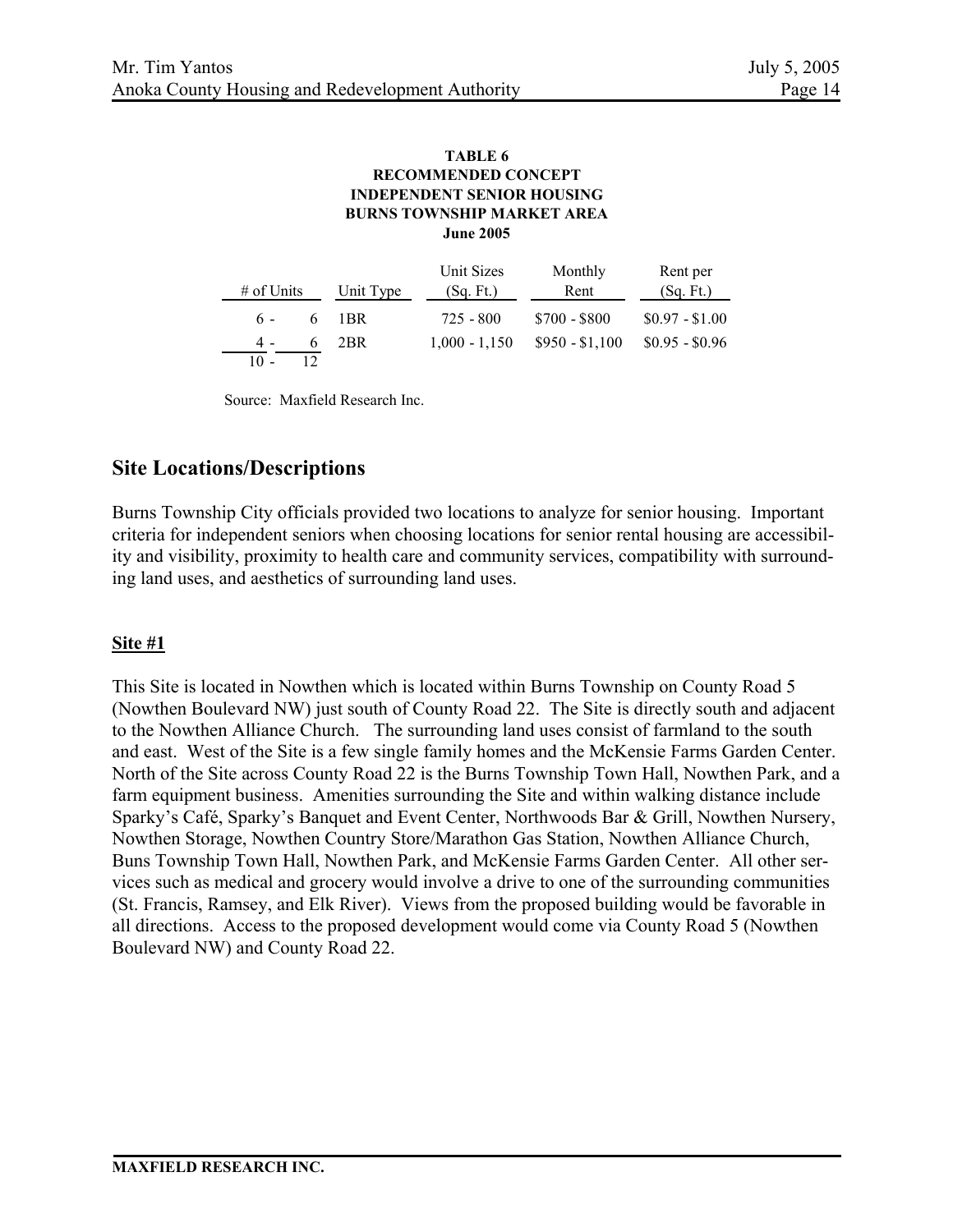**TABLE 6**
**RECOMMENDED CONCEPT**
**INDEPENDENT SENIOR HOUSING**
**BURNS TOWNSHIP MARKET AREA**
**June 2005**

| # of Units | Unit Type | Unit Sizes (Sq. Ft.) | Monthly Rent | Rent per (Sq. Ft.) |
|---|---|---|---|---|
| 6 - 6 | 1BR | 725 - 800 | $700 - $800 | $0.97 - $1.00 |
| 4 - 6 | 2BR | 1,000 - 1,150 | $950 - $1,100 | $0.95 - $0.96 |
| 10 - 12 | | | | |

Source: Maxfield Research Inc.

## Site Locations/Descriptions

Burns Township City officials provided two locations to analyze for senior housing. Important criteria for independent seniors when choosing locations for senior rental housing are accessibility and visibility, proximity to health care and community services, compatibility with surrounding land uses, and aesthetics of surrounding land uses.

### Site #1

This Site is located in Nowthen which is located within Burns Township on County Road 5 (Nowthen Boulevard NW) just south of County Road 22. The Site is directly south and adjacent to the Nowthen Alliance Church. The surrounding land uses consist of farmland to the south and east. West of the Site is a few single family homes and the McKensie Farms Garden Center. North of the Site across County Road 22 is the Burns Township Town Hall, Nowthen Park, and a farm equipment business. Amenities surrounding the Site and within walking distance include Sparky's Café, Sparky's Banquet and Event Center, Northwoods Bar & Grill, Nowthen Nursery, Nowthen Storage, Nowthen Country Store/Marathon Gas Station, Nowthen Alliance Church, Buns Township Town Hall, Nowthen Park, and McKensie Farms Garden Center. All other services such as medical and grocery would involve a drive to one of the surrounding communities (St. Francis, Ramsey, and Elk River). Views from the proposed building would be favorable in all directions. Access to the proposed development would come via County Road 5 (Nowthen Boulevard NW) and County Road 22.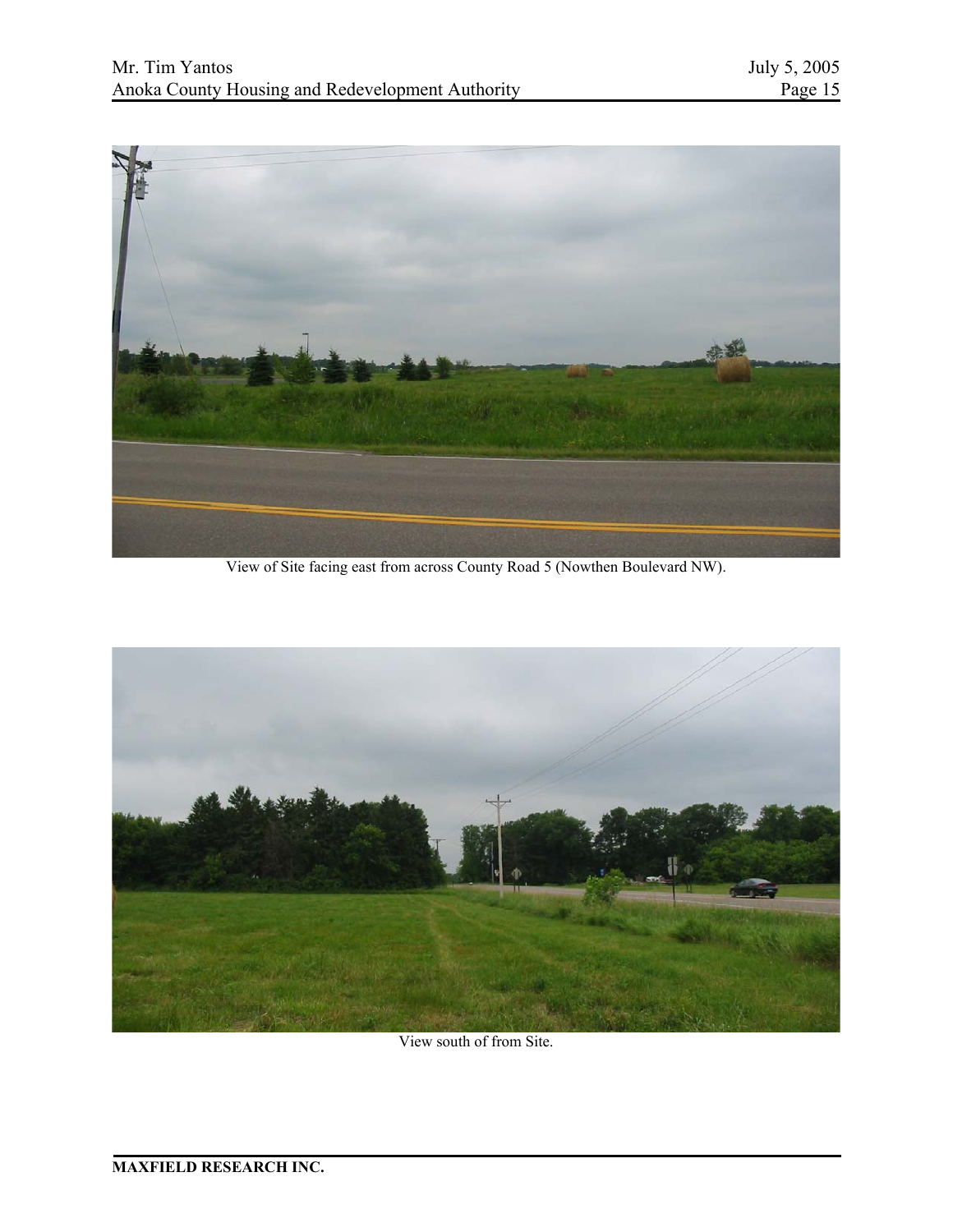View of Site facing east from across County Road 5 (Nowthen Boulevard NW).

View south of from Site.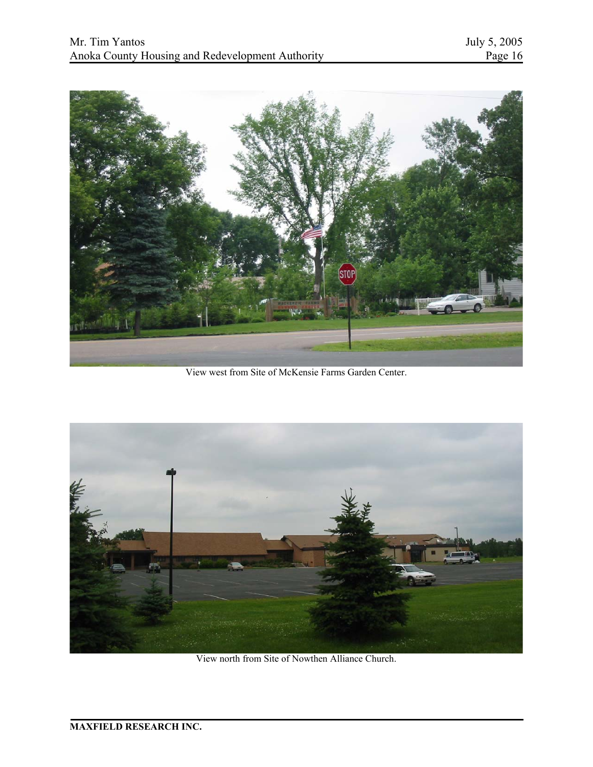View west from Site of McKensie Farms Garden Center.

View north from Site of Nowthen Alliance Church.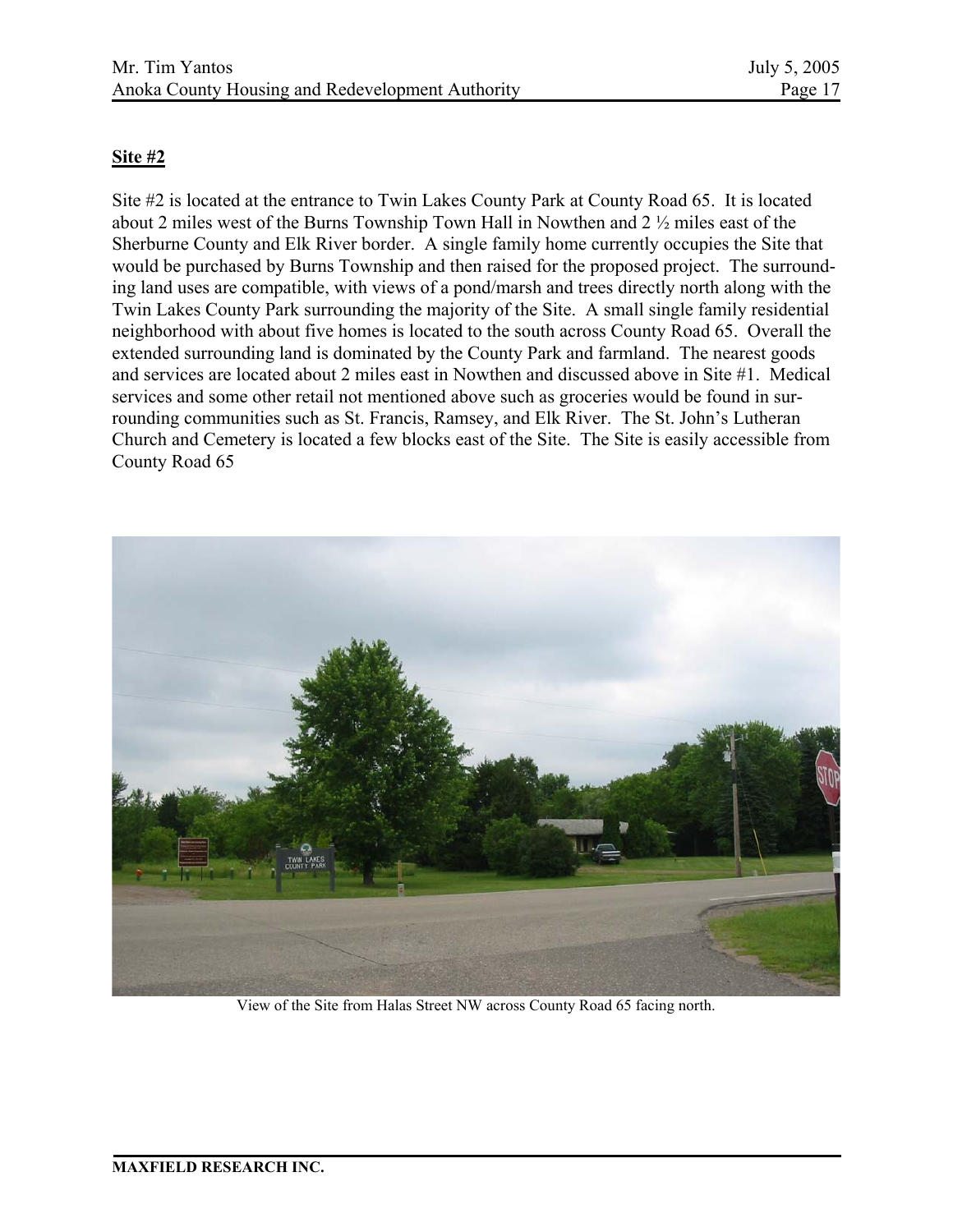**Site #2**

Site #2 is located at the entrance to Twin Lakes County Park at County Road 65. It is located about 2 miles west of the Burns Township Town Hall in Nowthen and 2 ½ miles east of the Sherburne County and Elk River border. A single family home currently occupies the Site that would be purchased by Burns Township and then raised for the proposed project. The surrounding land uses are compatible, with views of a pond/marsh and trees directly north along with the Twin Lakes County Park surrounding the majority of the Site. A small single family residential neighborhood with about five homes is located to the south across County Road 65. Overall the extended surrounding land is dominated by the County Park and farmland. The nearest goods and services are located about 2 miles east in Nowthen and discussed above in Site #1. Medical services and some other retail not mentioned above such as groceries would be found in surrounding communities such as St. Francis, Ramsey, and Elk River. The St. John's Lutheran Church and Cemetery is located a few blocks east of the Site. The Site is easily accessible from County Road 65

View of the Site from Halas Street NW across County Road 65 facing north.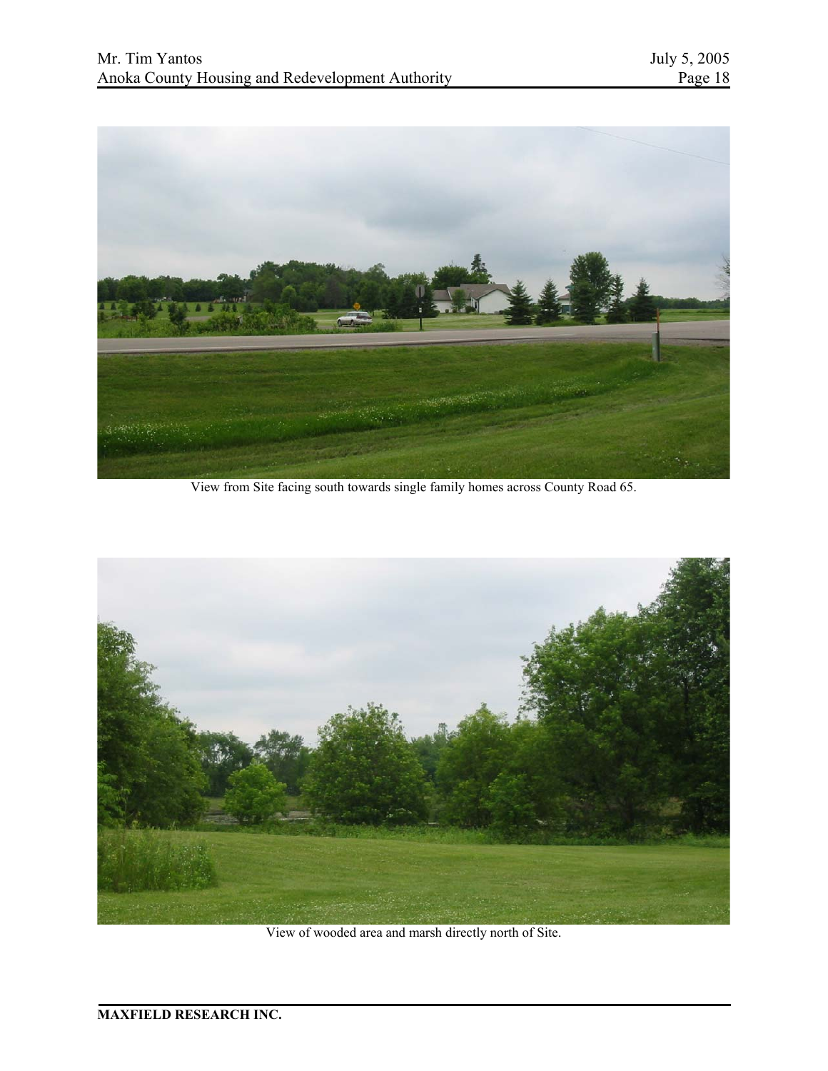View from Site facing south towards single family homes across County Road 65.

View of wooded area and marsh directly north of Site.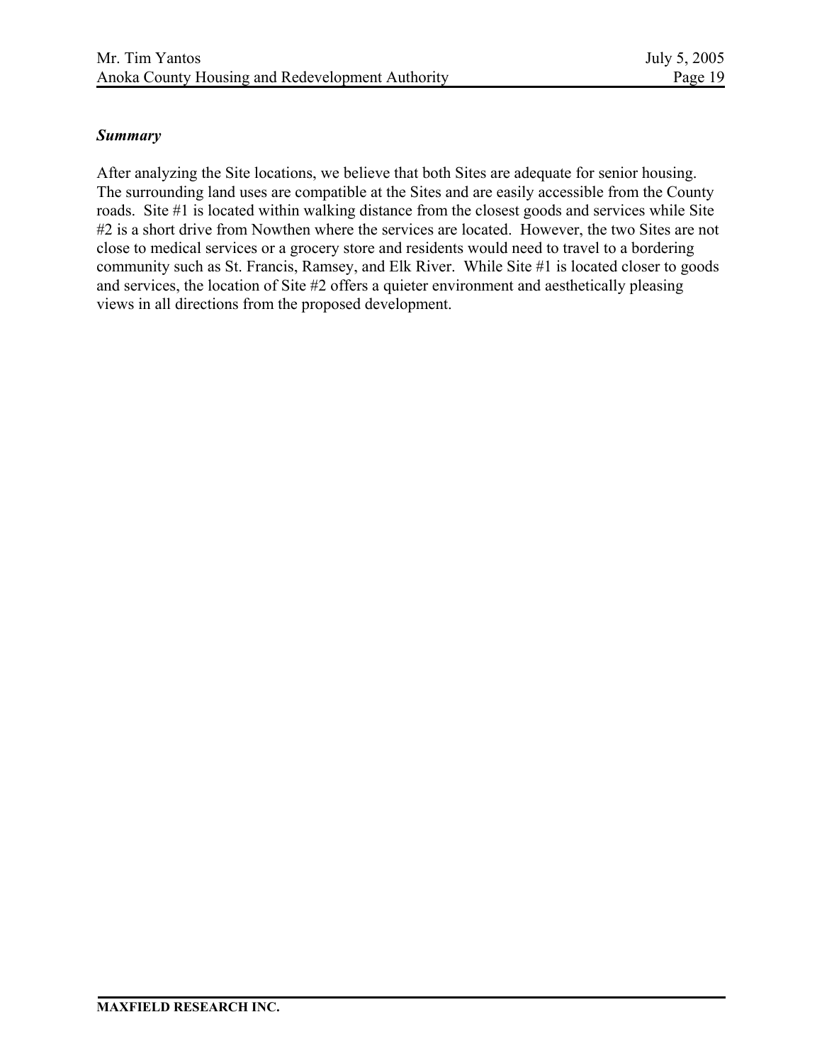***Summary***

After analyzing the Site locations, we believe that both Sites are adequate for senior housing. The surrounding land uses are compatible at the Sites and are easily accessible from the County roads. Site #1 is located within walking distance from the closest goods and services while Site #2 is a short drive from Nowthen where the services are located. However, the two Sites are not close to medical services or a grocery store and residents would need to travel to a bordering community such as St. Francis, Ramsey, and Elk River. While Site #1 is located closer to goods and services, the location of Site #2 offers a quieter environment and aesthetically pleasing views in all directions from the proposed development.